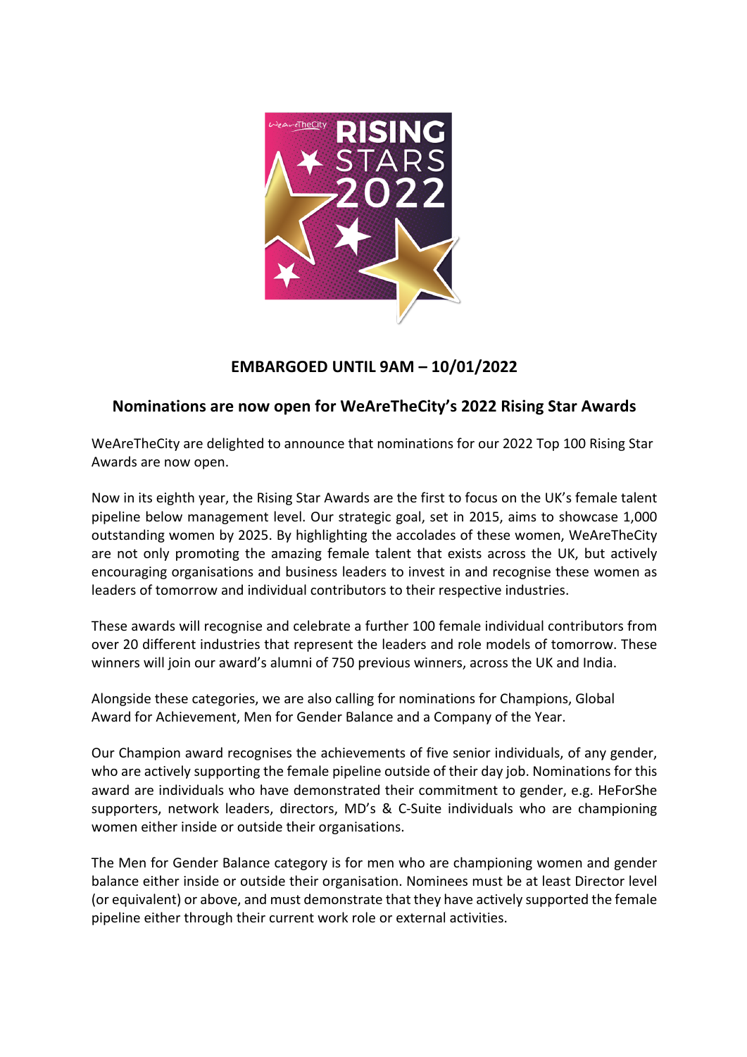**EMBARGOED UNTIL 9AM – 10/01/2022**

## Nominations are now open for WeAreTheCity's 2022 Rising Star Awards

WeAreTheCity are delighted to announce that nominations for our 2022 Top 100 Rising Star Awards are now open.

Now in its eighth year, the Rising Star Awards are the first to focus on the UK's female talent pipeline below management level. Our strategic goal, set in 2015, aims to showcase 1,000 outstanding women by 2025. By highlighting the accolades of these women, WeAreTheCity are not only promoting the amazing female talent that exists across the UK, but actively encouraging organisations and business leaders to invest in and recognise these women as leaders of tomorrow and individual contributors to their respective industries.

These awards will recognise and celebrate a further 100 female individual contributors from over 20 different industries that represent the leaders and role models of tomorrow. These winners will join our award's alumni of 750 previous winners, across the UK and India.

Alongside these categories, we are also calling for nominations for Champions, Global Award for Achievement, Men for Gender Balance and a Company of the Year.

Our Champion award recognises the achievements of five senior individuals, of any gender, who are actively supporting the female pipeline outside of their day job. Nominations for this award are individuals who have demonstrated their commitment to gender, e.g. HeForShe supporters, network leaders, directors, MD's & C-Suite individuals who are championing women either inside or outside their organisations.

The Men for Gender Balance category is for men who are championing women and gender balance either inside or outside their organisation. Nominees must be at least Director level (or equivalent) or above, and must demonstrate that they have actively supported the female pipeline either through their current work role or external activities.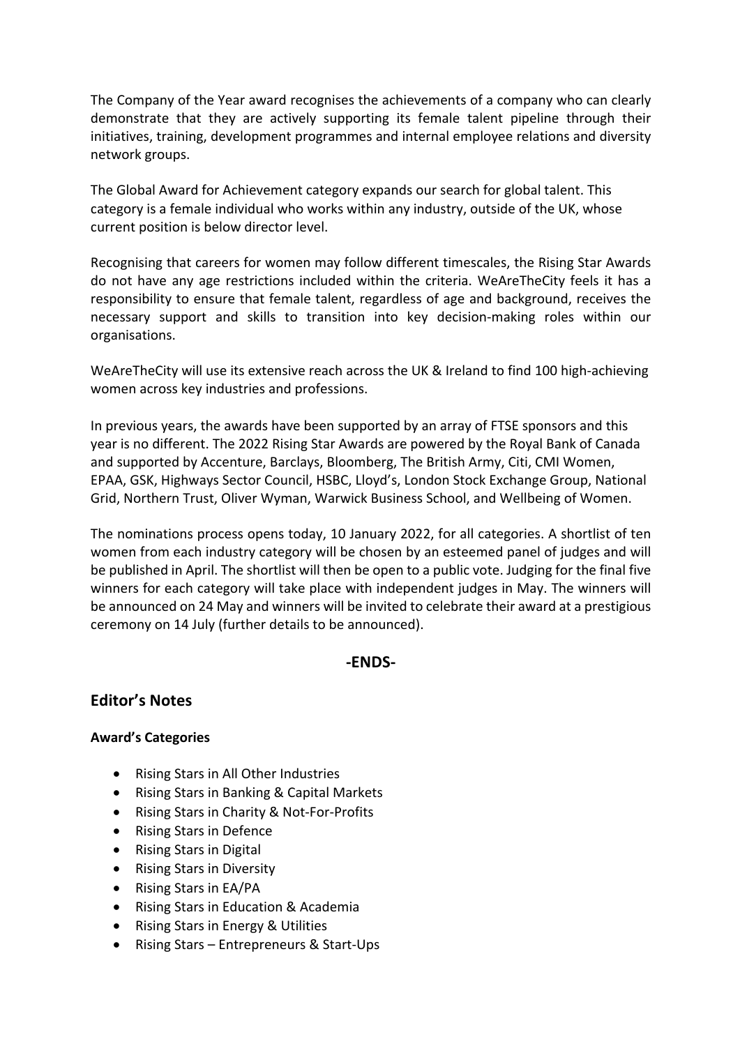The Company of the Year award recognises the achievements of a company who can clearly demonstrate that they are actively supporting its female talent pipeline through their initiatives, training, development programmes and internal employee relations and diversity network groups.

The Global Award for Achievement category expands our search for global talent. This category is a female individual who works within any industry, outside of the UK, whose current position is below director level.

Recognising that careers for women may follow different timescales, the Rising Star Awards do not have any age restrictions included within the criteria. WeAreTheCity feels it has a responsibility to ensure that female talent, regardless of age and background, receives the necessary support and skills to transition into key decision-making roles within our organisations.

WeAreTheCity will use its extensive reach across the UK & Ireland to find 100 high-achieving women across key industries and professions.

In previous years, the awards have been supported by an array of FTSE sponsors and this year is no different. The 2022 Rising Star Awards are powered by the Royal Bank of Canada and supported by Accenture, Barclays, Bloomberg, The British Army, Citi, CMI Women, EPAA, GSK, Highways Sector Council, HSBC, Lloyd's, London Stock Exchange Group, National Grid, Northern Trust, Oliver Wyman, Warwick Business School, and Wellbeing of Women.

The nominations process opens today, 10 January 2022, for all categories. A shortlist of ten women from each industry category will be chosen by an esteemed panel of judges and will be published in April. The shortlist will then be open to a public vote. Judging for the final five winners for each category will take place with independent judges in May. The winners will be announced on 24 May and winners will be invited to celebrate their award at a prestigious ceremony on 14 July (further details to be announced).

**-ENDS-**

## Editor's Notes

**Award's Categories**

- Rising Stars in All Other Industries
- Rising Stars in Banking & Capital Markets
- Rising Stars in Charity & Not-For-Profits
- Rising Stars in Defence
- Rising Stars in Digital
- Rising Stars in Diversity
- Rising Stars in EA/PA
- Rising Stars in Education & Academia
- Rising Stars in Energy & Utilities
- Rising Stars – Entrepreneurs & Start-Ups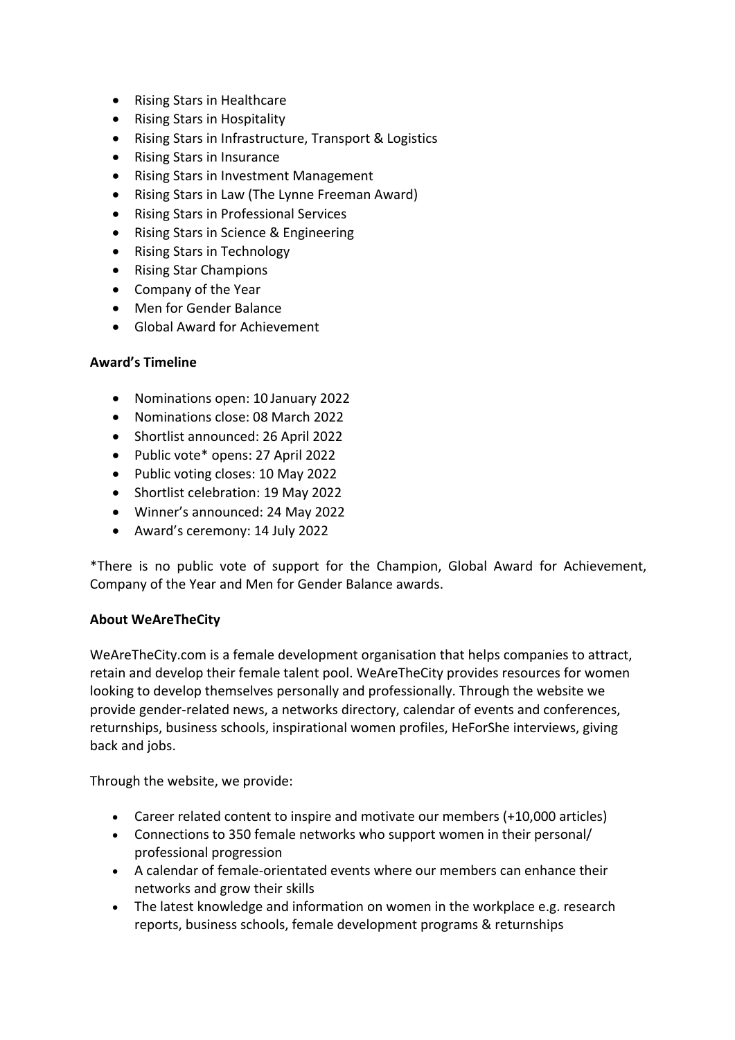- Rising Stars in Healthcare
- Rising Stars in Hospitality
- Rising Stars in Infrastructure, Transport & Logistics
- Rising Stars in Insurance
- Rising Stars in Investment Management
- Rising Stars in Law (The Lynne Freeman Award)
- Rising Stars in Professional Services
- Rising Stars in Science & Engineering
- Rising Stars in Technology
- Rising Star Champions
- Company of the Year
- Men for Gender Balance
- Global Award for Achievement

**Award's Timeline**

- Nominations open: 10 January 2022
- Nominations close: 08 March 2022
- Shortlist announced: 26 April 2022
- Public vote* opens: 27 April 2022
- Public voting closes: 10 May 2022
- Shortlist celebration: 19 May 2022
- Winner's announced: 24 May 2022
- Award's ceremony: 14 July 2022

*There is no public vote of support for the Champion, Global Award for Achievement, Company of the Year and Men for Gender Balance awards.

**About WeAreTheCity**

WeAreTheCity.com is a female development organisation that helps companies to attract, retain and develop their female talent pool. WeAreTheCity provides resources for women looking to develop themselves personally and professionally. Through the website we provide gender-related news, a networks directory, calendar of events and conferences, returnships, business schools, inspirational women profiles, HeForShe interviews, giving back and jobs.

Through the website, we provide:

- Career related content to inspire and motivate our members (+10,000 articles)
- Connections to 350 female networks who support women in their personal/ professional progression
- A calendar of female-orientated events where our members can enhance their networks and grow their skills
- The latest knowledge and information on women in the workplace e.g. research reports, business schools, female development programs & returnships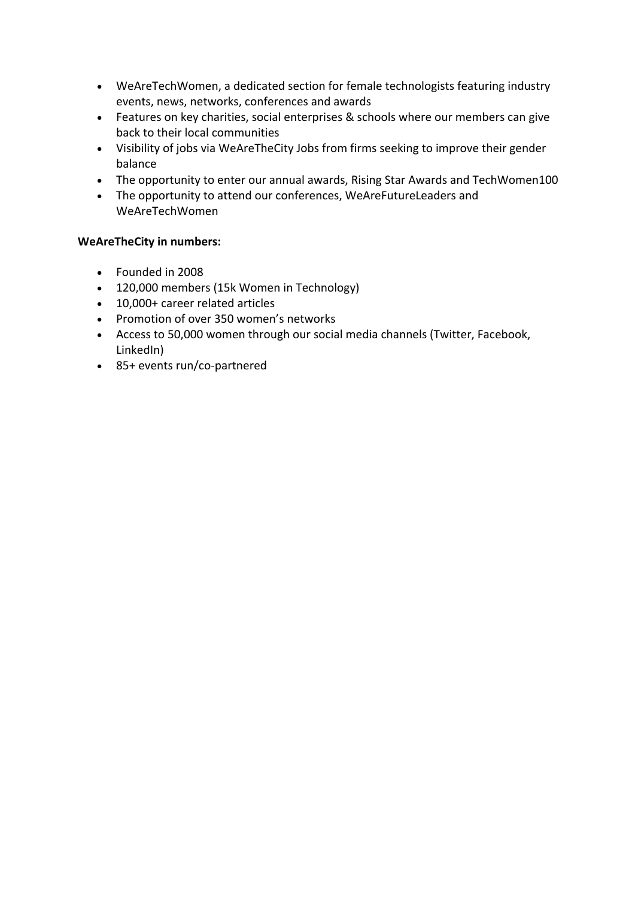- WeAreTechWomen, a dedicated section for female technologists featuring industry events, news, networks, conferences and awards
- Features on key charities, social enterprises & schools where our members can give back to their local communities
- Visibility of jobs via WeAreTheCity Jobs from firms seeking to improve their gender balance
- The opportunity to enter our annual awards, Rising Star Awards and TechWomen100
- The opportunity to attend our conferences, WeAreFutureLeaders and WeAreTechWomen

**WeAreTheCity in numbers:**

- Founded in 2008
- 120,000 members (15k Women in Technology)
- 10,000+ career related articles
- Promotion of over 350 women's networks
- Access to 50,000 women through our social media channels (Twitter, Facebook, LinkedIn)
- 85+ events run/co-partnered